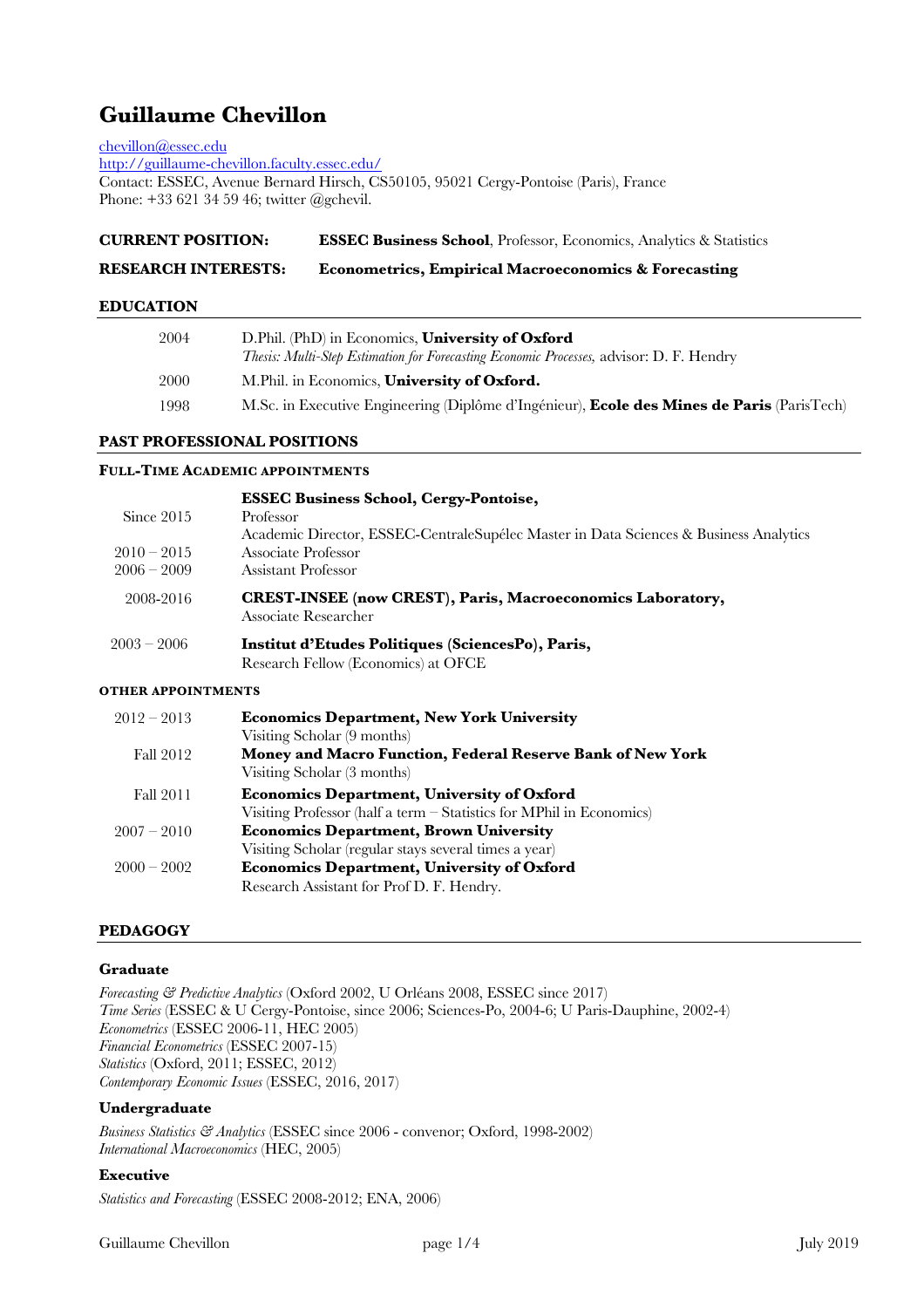# Guillaume Chevillon

chevillon@essec.edu
http://guillaume-chevillon.faculty.essec.edu/
Contact: ESSEC, Avenue Bernard Hirsch, CS50105, 95021 Cergy-Pontoise (Paris), France
Phone: +33 621 34 59 46; twitter @gchevil.

**CURRENT POSITION:** **ESSEC Business School**, Professor, Economics, Analytics & Statistics

**RESEARCH INTERESTS:** **Econometrics, Empirical Macroeconomics & Forecasting**

## EDUCATION

| | |
|---|---|
| 2004 | D.Phil. (PhD) in Economics, **University of Oxford**<br>*Thesis: Multi-Step Estimation for Forecasting Economic Processes,* advisor: D. F. Hendry |
| 2000 | M.Phil. in Economics, **University of Oxford.** |
| 1998 | M.Sc. in Executive Engineering (Diplôme d'Ingénieur), **Ecole des Mines de Paris** (ParisTech) |

## PAST PROFESSIONAL POSITIONS

### FULL-TIME ACADEMIC APPOINTMENTS

| | |
|---|---|
| | **ESSEC Business School, Cergy-Pontoise,** |
| Since 2015 | Professor<br>Academic Director, ESSEC-CentraleSupélec Master in Data Sciences & Business Analytics |
| 2010 – 2015 | Associate Professor |
| 2006 – 2009 | Assistant Professor |
| 2008-2016 | **CREST-INSEE (now CREST), Paris, Macroeconomics Laboratory,**<br>Associate Researcher |
| 2003 – 2006 | **Institut d'Etudes Politiques (SciencesPo), Paris,**<br>Research Fellow (Economics) at OFCE |

### OTHER APPOINTMENTS

| | |
|---|---|
| 2012 – 2013 | **Economics Department, New York University**<br>Visiting Scholar (9 months) |
| Fall 2012 | **Money and Macro Function, Federal Reserve Bank of New York**<br>Visiting Scholar (3 months) |
| Fall 2011 | **Economics Department, University of Oxford**<br>Visiting Professor (half a term – Statistics for MPhil in Economics) |
| 2007 – 2010 | **Economics Department, Brown University**<br>Visiting Scholar (regular stays several times a year) |
| 2000 – 2002 | **Economics Department, University of Oxford**<br>Research Assistant for Prof D. F. Hendry. |

## PEDAGOGY

### Graduate

*Forecasting & Predictive Analytics* (Oxford 2002, U Orléans 2008, ESSEC since 2017)
*Time Series* (ESSEC & U Cergy-Pontoise, since 2006; Sciences-Po, 2004-6; U Paris-Dauphine, 2002-4)
*Econometrics* (ESSEC 2006-11, HEC 2005)
*Financial Econometrics* (ESSEC 2007-15)
*Statistics* (Oxford, 2011; ESSEC, 2012)
*Contemporary Economic Issues* (ESSEC, 2016, 2017)

### Undergraduate

*Business Statistics & Analytics* (ESSEC since 2006 - convenor; Oxford, 1998-2002)
*International Macroeconomics* (HEC, 2005)

### Executive

*Statistics and Forecasting* (ESSEC 2008-2012; ENA, 2006)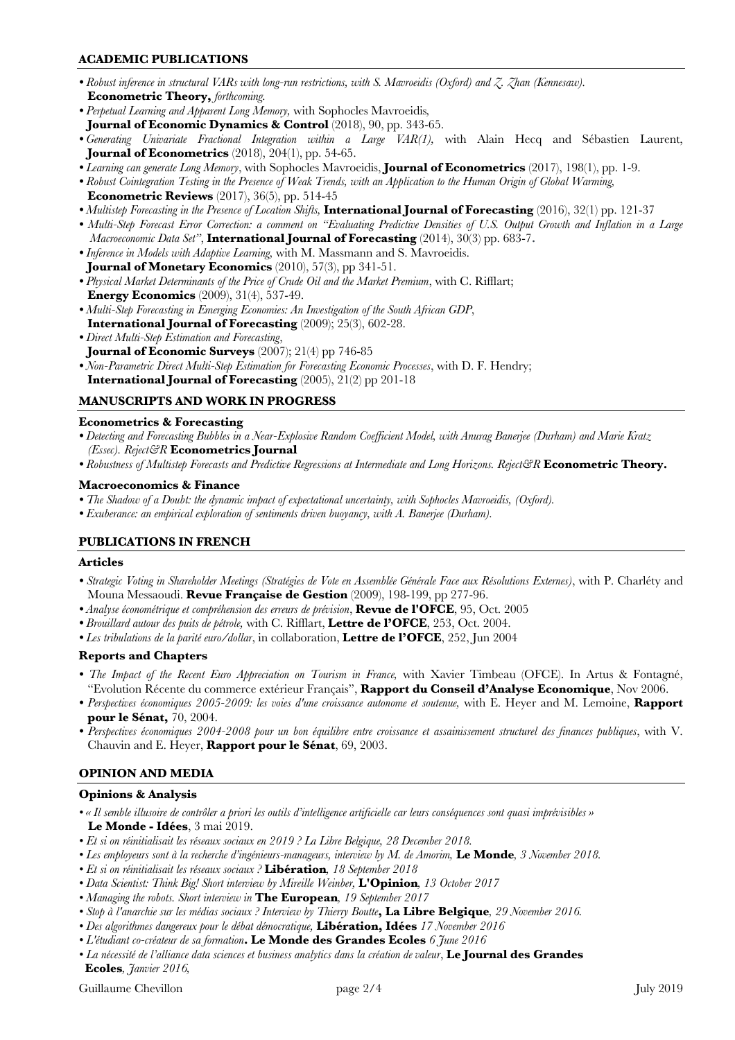## ACADEMIC PUBLICATIONS

- *Robust inference in structural VARs with long-run restrictions, with S. Mavroeidis (Oxford) and Z. Zhan (Kennesaw).* **Econometric Theory,** *forthcoming.*
- *Perpetual Learning and Apparent Long Memory,* with Sophocles Mavroeidis, **Journal of Economic Dynamics & Control** (2018), 90, pp. 343-65.
- *Generating Univariate Fractional Integration within a Large VAR(1),* with Alain Hecq and Sébastien Laurent, **Journal of Econometrics** (2018), 204(1), pp. 54-65.
- *Learning can generate Long Memory*, with Sophocles Mavroeidis, **Journal of Econometrics** (2017), 198(1), pp. 1-9.
- *Robust Cointegration Testing in the Presence of Weak Trends, with an Application to the Human Origin of Global Warming,* **Econometric Reviews** (2017), 36(5), pp. 514-45
- *Multistep Forecasting in the Presence of Location Shifts,* **International Journal of Forecasting** (2016), 32(1) pp. 121-37
- *Multi-Step Forecast Error Correction: a comment on "Evaluating Predictive Densities of U.S. Output Growth and Inflation in a Large Macroeconomic Data Set"*, **International Journal of Forecasting** (2014), 30(3) pp. 683-7.
- *Inference in Models with Adaptive Learning,* with M. Massmann and S. Mavroeidis. **Journal of Monetary Economics** (2010), 57(3), pp 341-51.
- *Physical Market Determinants of the Price of Crude Oil and the Market Premium*, with C. Rifflart; **Energy Economics** (2009), 31(4), 537-49.
- *Multi-Step Forecasting in Emerging Economies: An Investigation of the South African GDP*, **International Journal of Forecasting** (2009); 25(3), 602-28.
- *Direct Multi-Step Estimation and Forecasting*, **Journal of Economic Surveys** (2007); 21(4) pp 746-85
- *Non-Parametric Direct Multi-Step Estimation for Forecasting Economic Processes*, with D. F. Hendry; **International Journal of Forecasting** (2005), 21(2) pp 201-18

## MANUSCRIPTS AND WORK IN PROGRESS

### Econometrics & Forecasting

- *Detecting and Forecasting Bubbles in a Near-Explosive Random Coefficient Model, with Anurag Banerjee (Durham) and Marie Kratz (Essec). Reject&R* **Econometrics Journal**
- *Robustness of Multistep Forecasts and Predictive Regressions at Intermediate and Long Horizons. Reject&R* **Econometric Theory.**

### Macroeconomics & Finance

- *The Shadow of a Doubt: the dynamic impact of expectational uncertainty, with Sophocles Mavroeidis, (Oxford).*
- *Exuberance: an empirical exploration of sentiments driven buoyancy, with A. Banerjee (Durham).*

## PUBLICATIONS IN FRENCH

### Articles

- *Strategic Voting in Shareholder Meetings (Stratégies de Vote en Assemblée Générale Face aux Résolutions Externes)*, with P. Charléty and Mouna Messaoudi. **Revue Française de Gestion** (2009), 198-199, pp 277-96.
- *Analyse économétrique et compréhension des erreurs de prévision*, **Revue de l'OFCE**, 95, Oct. 2005
- *Brouillard autour des puits de pétrole,* with C. Rifflart, **Lettre de l'OFCE**, 253, Oct. 2004.
- *Les tribulations de la parité euro/dollar*, in collaboration, **Lettre de l'OFCE**, 252, Jun 2004

### Reports and Chapters

- *The Impact of the Recent Euro Appreciation on Tourism in France,* with Xavier Timbeau (OFCE). In Artus & Fontagné, "Evolution Récente du commerce extérieur Français", **Rapport du Conseil d'Analyse Economique**, Nov 2006.
- *Perspectives économiques 2005-2009: les voies d'une croissance autonome et soutenue,* with E. Heyer and M. Lemoine, **Rapport pour le Sénat,** 70, 2004.
- *Perspectives économiques 2004-2008 pour un bon équilibre entre croissance et assainissement structurel des finances publiques*, with V. Chauvin and E. Heyer, **Rapport pour le Sénat**, 69, 2003.

## OPINION AND MEDIA

### Opinions & Analysis

- *« Il semble illusoire de contrôler a priori les outils d'intelligence artificielle car leurs conséquences sont quasi imprévisibles »* **Le Monde - Idées**, 3 mai 2019.
- *Et si on réinitialisait les réseaux sociaux en 2019 ? La Libre Belgique, 28 December 2018.*
- *Les employeurs sont à la recherche d'ingénieurs-managers, interview by M. de Amorim,* **Le Monde**, *3 November 2018.*
- *Et si on réinitialisait les réseaux sociaux ?* **Libération**, *18 September 2018*
- *Data Scientist: Think Big! Short interview by Mireille Weinber,* **L'Opinion**, *13 October 2017*
- *Managing the robots. Short interview in* **The European**, *19 September 2017*
- *Stop à l'anarchie sur les médias sociaux ? Interview by Thierry Boutte***, La Libre Belgique**, *29 November 2016.*
- *Des algorithmes dangereux pour le débat démocratique,* **Libération, Idées** *17 November 2016*
- *L'étudiant co-créateur de sa formation***. Le Monde des Grandes Ecoles** *6 June 2016*
- *La nécessité de l'alliance data sciences et business analytics dans la création de valeur*, **Le Journal des Grandes Ecoles**, *Janvier 2016,*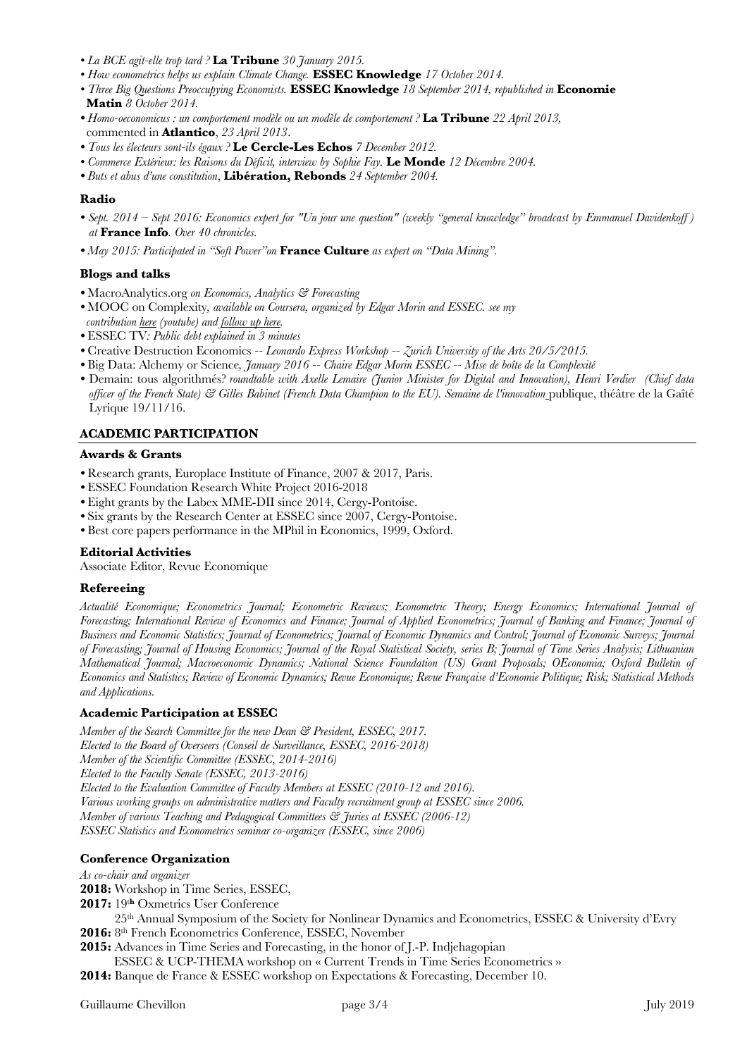- *La BCE agit-elle trop tard ?* **La Tribune** *30 January 2015.*
- *How econometrics helps us explain Climate Change.* **ESSEC Knowledge** *17 October 2014.*
- *Three Big Questions Preoccupying Economists.* **ESSEC Knowledge** *18 September 2014, republished in* **Economie Matin** *8 October 2014.*
- *Homo-oeconomicus : un comportement modèle ou un modèle de comportement ?* **La Tribune** *22 April 2013,* commented in **Atlantico**, *23 April 2013*.
- *Tous les électeurs sont-ils égaux ?* **Le Cercle-Les Echos** *7 December 2012.*
- *Commerce Extérieur: les Raisons du Déficit, interview by Sophie Fay.* **Le Monde** *12 Décembre 2004.*
- *Buts et abus d'une constitution*, **Libération, Rebonds** *24 September 2004.*

### Radio

- *Sept. 2014 – Sept 2016: Economics expert for "Un jour une question" (weekly "general knowledge" broadcast by Emmanuel Davidenkoff ) at* **France Info**. *Over 40 chronicles.*
- *May 2015: Participated in "Soft Power"on* **France Culture** *as expert on "Data Mining".*

### Blogs and talks

- MacroAnalytics.org *on Economics, Analytics & Forecasting*
- MOOC on Complexity, *available on Coursera, organized by Edgar Morin and ESSEC. see my contribution here (youtube) and follow up here.*
- ESSEC TV*: Public debt explained in 3 minutes*
- Creative Destruction Economics -- *Leonardo Express Workshop -- Zurich University of the Arts 20/5/2015.*
- Big Data: Alchemy or Science, *January 2016 -- Chaire Edgar Morin ESSEC -- Mise de boîte de la Complexité*
- Demain: tous algorithmés*? roundtable with Axelle Lemaire (Junior Minister for Digital and Innovation), Henri Verdier (Chief data officer of the French State) & Gilles Babinet (French Data Champion to the EU). Semaine de l'innovation* publique, théâtre de la Gaîté Lyrique 19/11/16.

## ACADEMIC PARTICIPATION

### Awards & Grants

- Research grants, Europlace Institute of Finance, 2007 & 2017, Paris.
- ESSEC Foundation Research White Project 2016-2018
- Eight grants by the Labex MME-DII since 2014, Cergy-Pontoise.
- Six grants by the Research Center at ESSEC since 2007, Cergy-Pontoise.
- Best core papers performance in the MPhil in Economics, 1999, Oxford.

### Editorial Activities

Associate Editor, Revue Economique

### Refereeing

*Actualité Economique; Econometrics Journal; Econometric Reviews; Econometric Theory; Energy Economics; International Journal of Forecasting; International Review of Economics and Finance; Journal of Applied Econometrics; Journal of Banking and Finance; Journal of Business and Economic Statistics; Journal of Econometrics; Journal of Economic Dynamics and Control; Journal of Economic Surveys; Journal of Forecasting; Journal of Housing Economics; Journal of the Royal Statistical Society, series B; Journal of Time Series Analysis; Lithuanian Mathematical Journal; Macroeconomic Dynamics; National Science Foundation (US) Grant Proposals; OEconomia; Oxford Bulletin of Economics and Statistics; Review of Economic Dynamics; Revue Economique; Revue Française d'Economie Politique; Risk; Statistical Methods and Applications.*

### Academic Participation at ESSEC

*Member of the Search Committee for the new Dean & President, ESSEC, 2017.*
*Elected to the Board of Overseers (Conseil de Surveillance, ESSEC, 2016-2018)*
*Member of the Scientific Committee (ESSEC, 2014-2016)*
*Elected to the Faculty Senate (ESSEC, 2013-2016)*
*Elected to the Evaluation Committee of Faculty Members at ESSEC (2010-12 and 2016).*
*Various working groups on administrative matters and Faculty recruitment group at ESSEC since 2006.*
*Member of various Teaching and Pedagogical Committees & Juries at ESSEC (2006-12)*
*ESSEC Statistics and Econometrics seminar co-organizer (ESSEC, since 2006)*

### Conference Organization

*As co-chair and organizer*

**2018:** Workshop in Time Series, ESSEC,
**2017:** 19th Oxmetrics User Conference
25th Annual Symposium of the Society for Nonlinear Dynamics and Econometrics, ESSEC & University d'Evry
**2016:** 8th French Econometrics Conference, ESSEC, November
**2015:** Advances in Time Series and Forecasting, in the honor of J.-P. Indjehagopian
ESSEC & UCP-THEMA workshop on « Current Trends in Time Series Econometrics »
**2014:** Banque de France & ESSEC workshop on Expectations & Forecasting, December 10.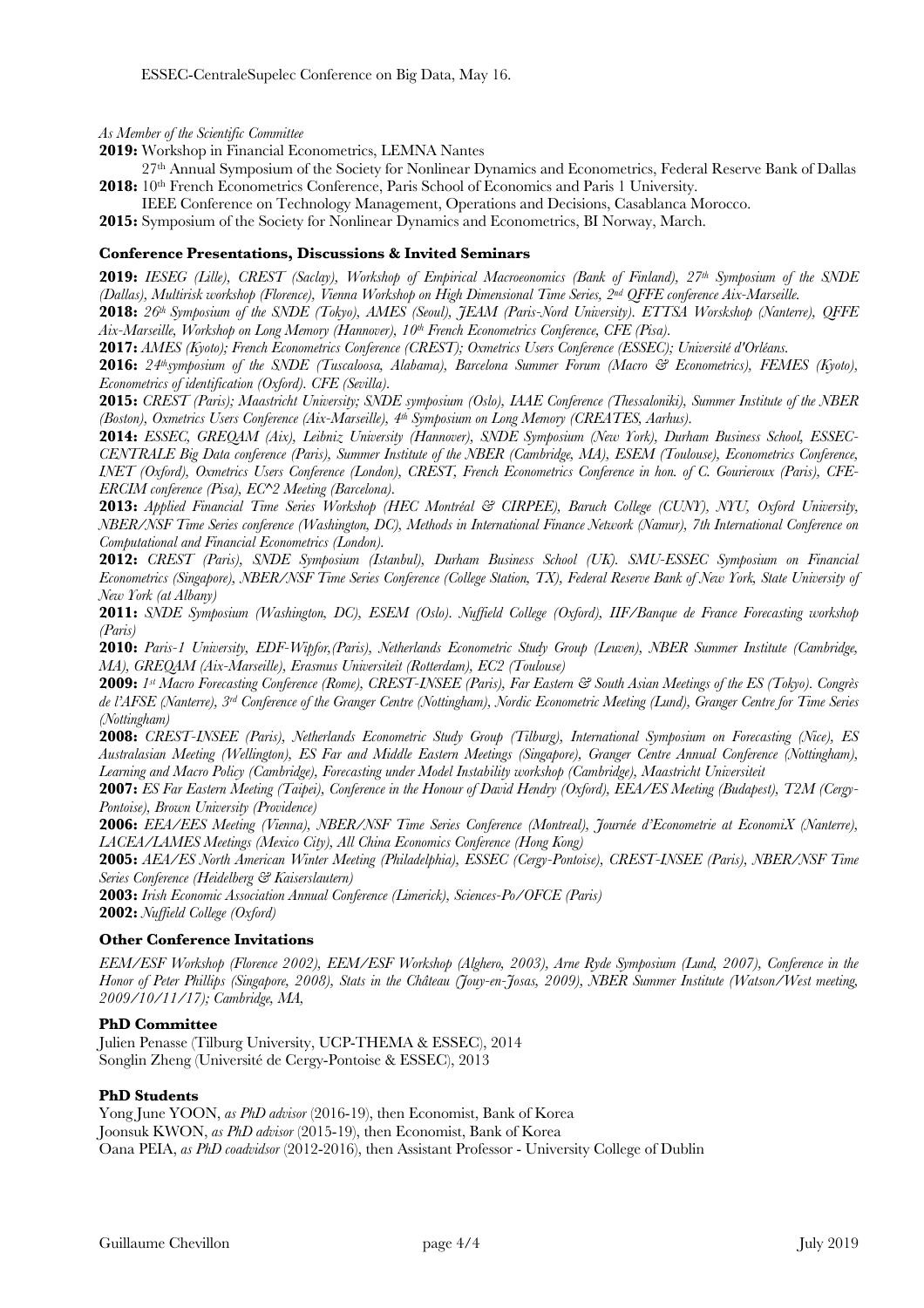ESSEC-CentraleSupelec Conference on Big Data, May 16.

*As Member of the Scientific Committee*

**2019:** Workshop in Financial Econometrics, LEMNA Nantes

27th Annual Symposium of the Society for Nonlinear Dynamics and Econometrics, Federal Reserve Bank of Dallas

**2018:** 10th French Econometrics Conference, Paris School of Economics and Paris 1 University.

IEEE Conference on Technology Management, Operations and Decisions, Casablanca Morocco.

**2015:** Symposium of the Society for Nonlinear Dynamics and Econometrics, BI Norway, March.

### Conference Presentations, Discussions & Invited Seminars

**2019:** *IESEG (Lille), CREST (Saclay), Workshop of Empirical Macroeonomics (Bank of Finland), 27th Symposium of the SNDE (Dallas), Multirisk workshop (Florence), Vienna Workshop on High Dimensional Time Series, 2nd QFFE conference Aix-Marseille.*

**2018:** *26th Symposium of the SNDE (Tokyo), AMES (Seoul), JEAM (Paris-Nord University). ETTSA Worskshop (Nanterre), QFFE Aix-Marseille, Workshop on Long Memory (Hannover), 10th French Econometrics Conference, CFE (Pisa).*

**2017:** *AMES (Kyoto); French Econometrics Conference (CREST); Oxmetrics Users Conference (ESSEC); Université d'Orléans.*

**2016:** *24thsymposium of the SNDE (Tuscaloosa, Alabama), Barcelona Summer Forum (Macro & Econometrics), FEMES (Kyoto), Econometrics of identification (Oxford). CFE (Sevilla).*

**2015:** *CREST (Paris); Maastricht University; SNDE symposium (Oslo), IAAE Conference (Thessaloniki), Summer Institute of the NBER (Boston), Oxmetrics Users Conference (Aix-Marseille), 4th Symposium on Long Memory (CREATES, Aarhus).*

**2014:** *ESSEC, GREQAM (Aix), Leibniz University (Hannover), SNDE Symposium (New York), Durham Business School, ESSEC-CENTRALE Big Data conference (Paris), Summer Institute of the NBER (Cambridge, MA), ESEM (Toulouse), Econometrics Conference, INET (Oxford), Oxmetrics Users Conference (London), CREST, French Econometrics Conference in hon. of C. Gourieroux (Paris), CFE-ERCIM conference (Pisa), EC^2 Meeting (Barcelona).*

**2013:** *Applied Financial Time Series Workshop (HEC Montréal & CIRPEE), Baruch College (CUNY), NYU, Oxford University, NBER/NSF Time Series conference (Washington, DC), Methods in International Finance Network (Namur), 7th International Conference on Computational and Financial Econometrics (London).*

**2012:** *CREST (Paris), SNDE Symposium (Istanbul), Durham Business School (UK). SMU-ESSEC Symposium on Financial Econometrics (Singapore), NBER/NSF Time Series Conference (College Station, TX), Federal Reserve Bank of New York, State University of New York (at Albany)*

**2011:** *SNDE Symposium (Washington, DC), ESEM (Oslo). Nuffield College (Oxford), IIF/Banque de France Forecasting workshop (Paris)*

**2010:** *Paris-1 University, EDF-Wipfor,(Paris), Netherlands Econometric Study Group (Leuven), NBER Summer Institute (Cambridge, MA), GREQAM (Aix-Marseille), Erasmus Universiteit (Rotterdam), EC2 (Toulouse)*

**2009:** *1st Macro Forecasting Conference (Rome), CREST-INSEE (Paris), Far Eastern & South Asian Meetings of the ES (Tokyo). Congrès de l'AFSE (Nanterre), 3rd Conference of the Granger Centre (Nottingham), Nordic Econometric Meeting (Lund), Granger Centre for Time Series (Nottingham)*

**2008:** *CREST-INSEE (Paris), Netherlands Econometric Study Group (Tilburg), International Symposium on Forecasting (Nice), ES Australasian Meeting (Wellington), ES Far and Middle Eastern Meetings (Singapore), Granger Centre Annual Conference (Nottingham), Learning and Macro Policy (Cambridge), Forecasting under Model Instability workshop (Cambridge), Maastricht Universiteit*

**2007:** *ES Far Eastern Meeting (Taipei), Conference in the Honour of David Hendry (Oxford), EEA/ES Meeting (Budapest), T2M (Cergy-Pontoise), Brown University (Providence)*

**2006:** *EEA/EES Meeting (Vienna), NBER/NSF Time Series Conference (Montreal), Journée d'Econometrie at EconomiX (Nanterre), LACEA/LAMES Meetings (Mexico City), All China Economics Conference (Hong Kong)*

**2005:** *AEA/ES North American Winter Meeting (Philadelphia), ESSEC (Cergy-Pontoise), CREST-INSEE (Paris), NBER/NSF Time Series Conference (Heidelberg & Kaiserslautern)*

**2003:** *Irish Economic Association Annual Conference (Limerick), Sciences-Po/OFCE (Paris)*

**2002:** *Nuffield College (Oxford)*

### Other Conference Invitations

*EEM/ESF Workshop (Florence 2002), EEM/ESF Workshop (Alghero, 2003), Arne Ryde Symposium (Lund, 2007), Conference in the Honor of Peter Phillips (Singapore, 2008), Stats in the Château (Jouy-en-Josas, 2009), NBER Summer Institute (Watson/West meeting, 2009/10/11/17); Cambridge, MA,*

### PhD Committee

Julien Penasse (Tilburg University, UCP-THEMA & ESSEC), 2014

Songlin Zheng (Université de Cergy-Pontoise & ESSEC), 2013

### PhD Students

Yong June YOON, *as PhD advisor* (2016-19), then Economist, Bank of Korea

Joonsuk KWON, *as PhD advisor* (2015-19), then Economist, Bank of Korea

Oana PEIA, *as PhD coadvidsor* (2012-2016), then Assistant Professor - University College of Dublin